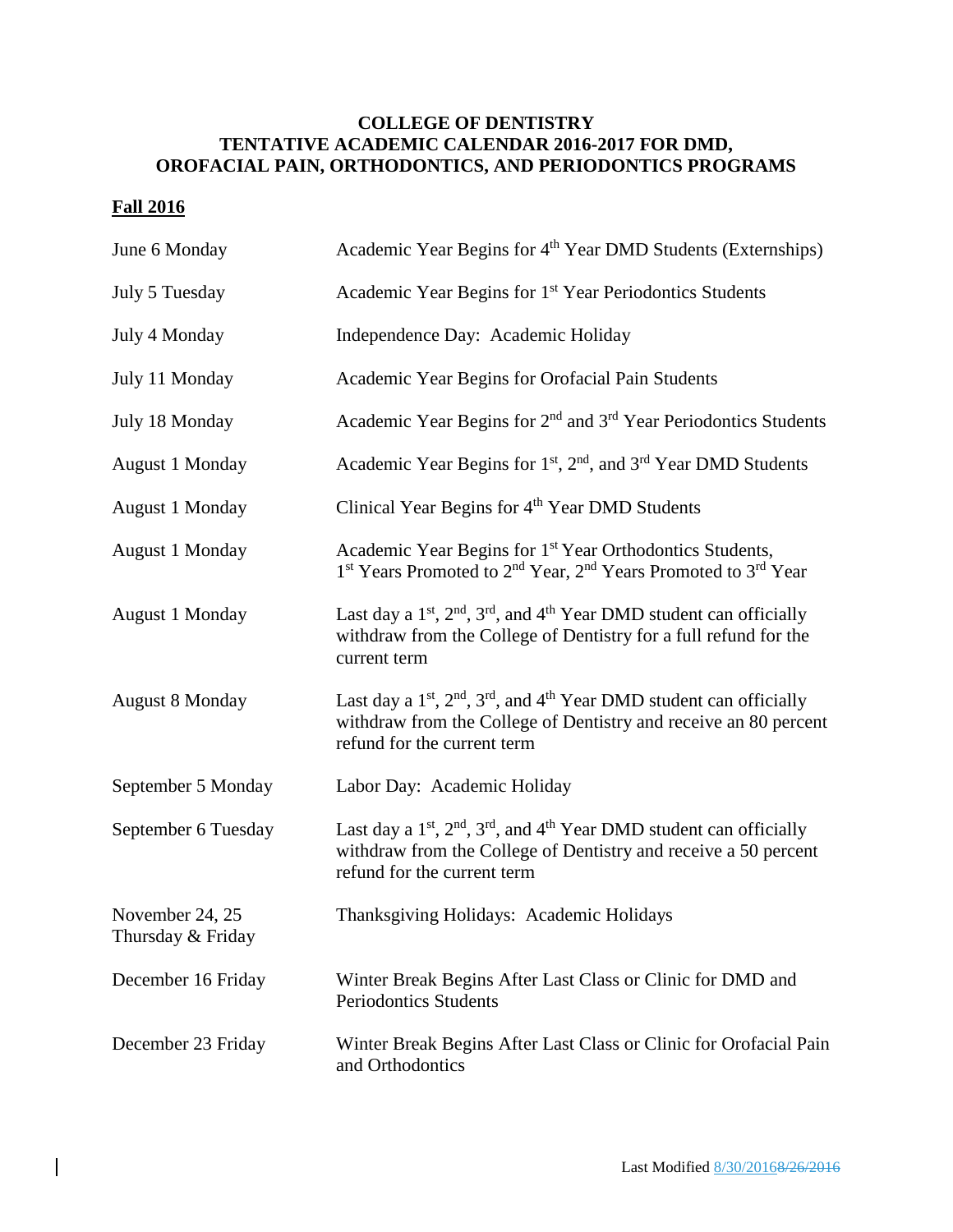**COLLEGE OF DENTISTRY**
**TENTATIVE ACADEMIC CALENDAR 2016-2017 FOR DMD, OROFACIAL PAIN, ORTHODONTICS, AND PERIODONTICS PROGRAMS**

## Fall 2016

| | |
|---|---|
| June 6 Monday | Academic Year Begins for 4th Year DMD Students (Externships) |
| July 5 Tuesday | Academic Year Begins for 1st Year Periodontics Students |
| July 4 Monday | Independence Day: Academic Holiday |
| July 11 Monday | Academic Year Begins for Orofacial Pain Students |
| July 18 Monday | Academic Year Begins for 2nd and 3rd Year Periodontics Students |
| August 1 Monday | Academic Year Begins for 1st, 2nd, and 3rd Year DMD Students |
| August 1 Monday | Clinical Year Begins for 4th Year DMD Students |
| August 1 Monday | Academic Year Begins for 1st Year Orthodontics Students, 1st Years Promoted to 2nd Year, 2nd Years Promoted to 3rd Year |
| August 1 Monday | Last day a 1st, 2nd, 3rd, and 4th Year DMD student can officially withdraw from the College of Dentistry for a full refund for the current term |
| August 8 Monday | Last day a 1st, 2nd, 3rd, and 4th Year DMD student can officially withdraw from the College of Dentistry and receive an 80 percent refund for the current term |
| September 5 Monday | Labor Day: Academic Holiday |
| September 6 Tuesday | Last day a 1st, 2nd, 3rd, and 4th Year DMD student can officially withdraw from the College of Dentistry and receive a 50 percent refund for the current term |
| November 24, 25 Thursday & Friday | Thanksgiving Holidays: Academic Holidays |
| December 16 Friday | Winter Break Begins After Last Class or Clinic for DMD and Periodontics Students |
| December 23 Friday | Winter Break Begins After Last Class or Clinic for Orofacial Pain and Orthodontics |

Last Modified 8/30/2016~~8/26/2016~~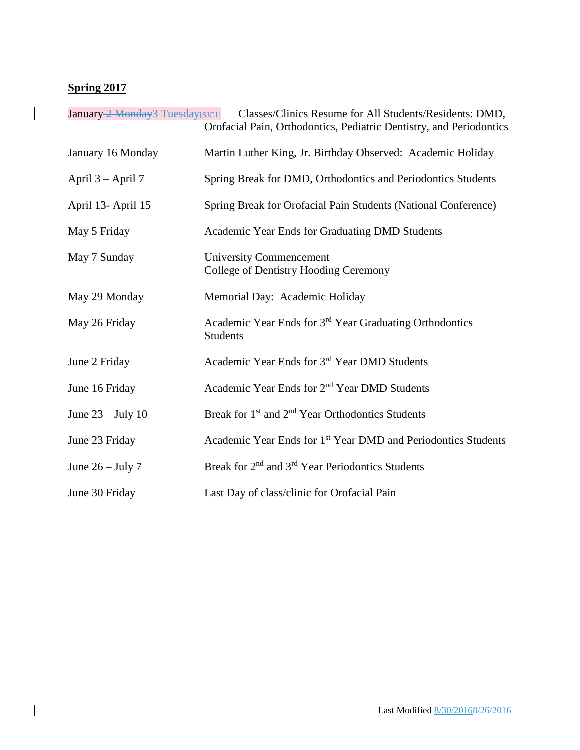## Spring 2017

| | |
|---|---|
| January 3 Tuesday | Classes/Clinics Resume for All Students/Residents: DMD, Orofacial Pain, Orthodontics, Pediatric Dentistry, and Periodontics |
| January 16 Monday | Martin Luther King, Jr. Birthday Observed: Academic Holiday |
| April 3 – April 7 | Spring Break for DMD, Orthodontics and Periodontics Students |
| April 13- April 15 | Spring Break for Orofacial Pain Students (National Conference) |
| May 5 Friday | Academic Year Ends for Graduating DMD Students |
| May 7 Sunday | University Commencement<br>College of Dentistry Hooding Ceremony |
| May 29 Monday | Memorial Day: Academic Holiday |
| May 26 Friday | Academic Year Ends for 3rd Year Graduating Orthodontics Students |
| June 2 Friday | Academic Year Ends for 3rd Year DMD Students |
| June 16 Friday | Academic Year Ends for 2nd Year DMD Students |
| June 23 – July 10 | Break for 1st and 2nd Year Orthodontics Students |
| June 23 Friday | Academic Year Ends for 1st Year DMD and Periodontics Students |
| June 26 – July 7 | Break for 2nd and 3rd Year Periodontics Students |
| June 30 Friday | Last Day of class/clinic for Orofacial Pain |